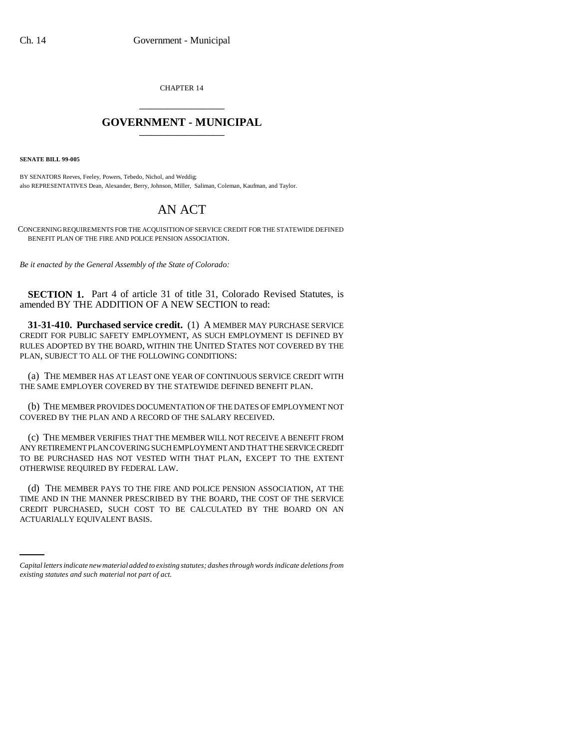CHAPTER 14

# GOVERNMENT - MUNICIPAL

**SENATE BILL 99-005**

BY SENATORS Reeves, Feeley, Powers, Tebedo, Nichol, and Weddig;
also REPRESENTATIVES Dean, Alexander, Berry, Johnson, Miller, Saliman, Coleman, Kaufman, and Taylor.

# AN ACT

CONCERNING REQUIREMENTS FOR THE ACQUISITION OF SERVICE CREDIT FOR THE STATEWIDE DEFINED BENEFIT PLAN OF THE FIRE AND POLICE PENSION ASSOCIATION.

*Be it enacted by the General Assembly of the State of Colorado:*

**SECTION 1.** Part 4 of article 31 of title 31, Colorado Revised Statutes, is amended BY THE ADDITION OF A NEW SECTION to read:

**31-31-410. Purchased service credit.** (1) A MEMBER MAY PURCHASE SERVICE CREDIT FOR PUBLIC SAFETY EMPLOYMENT, AS SUCH EMPLOYMENT IS DEFINED BY RULES ADOPTED BY THE BOARD, WITHIN THE UNITED STATES NOT COVERED BY THE PLAN, SUBJECT TO ALL OF THE FOLLOWING CONDITIONS:

(a) THE MEMBER HAS AT LEAST ONE YEAR OF CONTINUOUS SERVICE CREDIT WITH THE SAME EMPLOYER COVERED BY THE STATEWIDE DEFINED BENEFIT PLAN.

(b) THE MEMBER PROVIDES DOCUMENTATION OF THE DATES OF EMPLOYMENT NOT COVERED BY THE PLAN AND A RECORD OF THE SALARY RECEIVED.

(c) THE MEMBER VERIFIES THAT THE MEMBER WILL NOT RECEIVE A BENEFIT FROM ANY RETIREMENT PLAN COVERING SUCH EMPLOYMENT AND THAT THE SERVICE CREDIT TO BE PURCHASED HAS NOT VESTED WITH THAT PLAN, EXCEPT TO THE EXTENT OTHERWISE REQUIRED BY FEDERAL LAW.

(d) THE MEMBER PAYS TO THE FIRE AND POLICE PENSION ASSOCIATION, AT THE TIME AND IN THE MANNER PRESCRIBED BY THE BOARD, THE COST OF THE SERVICE CREDIT PURCHASED, SUCH COST TO BE CALCULATED BY THE BOARD ON AN ACTUARIALLY EQUIVALENT BASIS.

*Capital letters indicate new material added to existing statutes; dashes through words indicate deletions from existing statutes and such material not part of act.*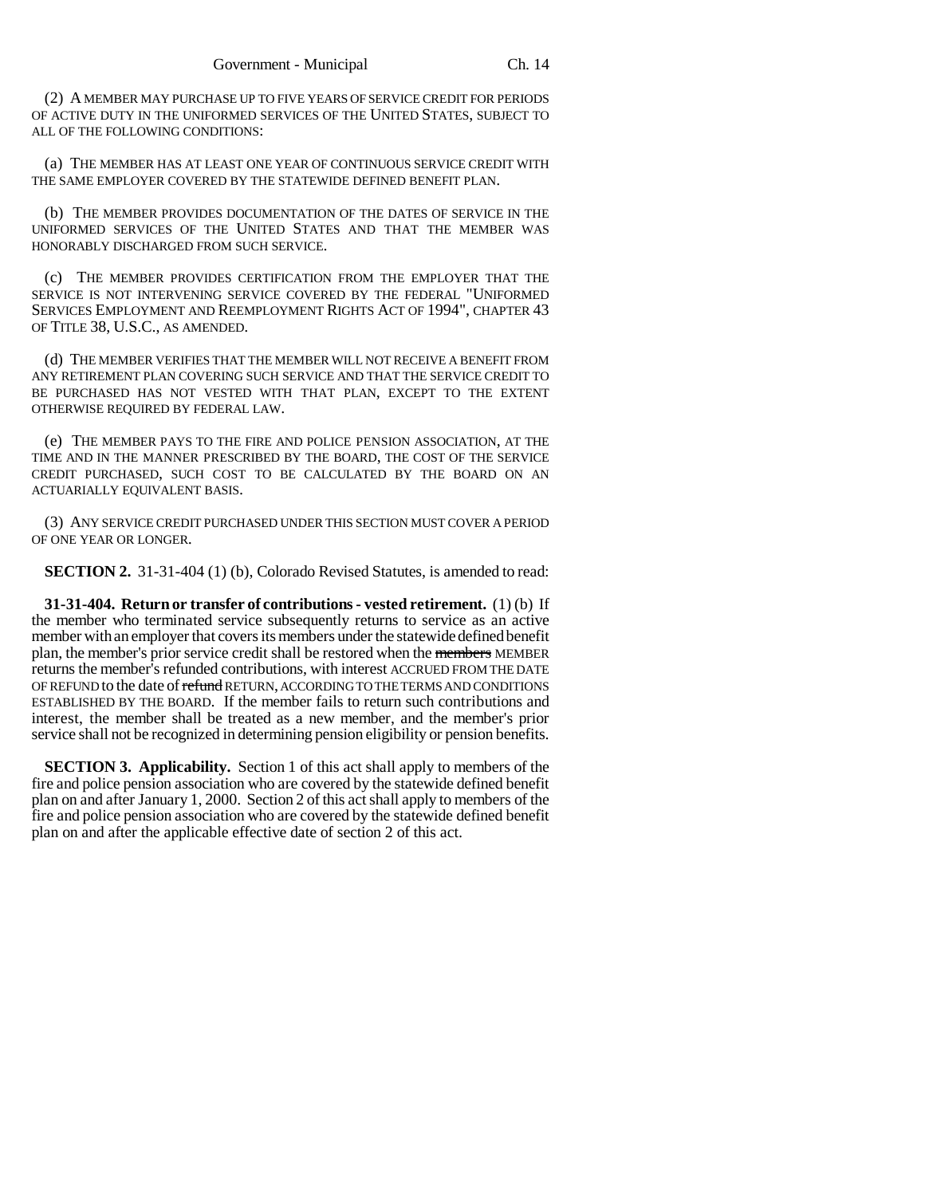(2) A MEMBER MAY PURCHASE UP TO FIVE YEARS OF SERVICE CREDIT FOR PERIODS OF ACTIVE DUTY IN THE UNIFORMED SERVICES OF THE UNITED STATES, SUBJECT TO ALL OF THE FOLLOWING CONDITIONS:

(a) THE MEMBER HAS AT LEAST ONE YEAR OF CONTINUOUS SERVICE CREDIT WITH THE SAME EMPLOYER COVERED BY THE STATEWIDE DEFINED BENEFIT PLAN.

(b) THE MEMBER PROVIDES DOCUMENTATION OF THE DATES OF SERVICE IN THE UNIFORMED SERVICES OF THE UNITED STATES AND THAT THE MEMBER WAS HONORABLY DISCHARGED FROM SUCH SERVICE.

(c) THE MEMBER PROVIDES CERTIFICATION FROM THE EMPLOYER THAT THE SERVICE IS NOT INTERVENING SERVICE COVERED BY THE FEDERAL "UNIFORMED SERVICES EMPLOYMENT AND REEMPLOYMENT RIGHTS ACT OF 1994", CHAPTER 43 OF TITLE 38, U.S.C., AS AMENDED.

(d) THE MEMBER VERIFIES THAT THE MEMBER WILL NOT RECEIVE A BENEFIT FROM ANY RETIREMENT PLAN COVERING SUCH SERVICE AND THAT THE SERVICE CREDIT TO BE PURCHASED HAS NOT VESTED WITH THAT PLAN, EXCEPT TO THE EXTENT OTHERWISE REQUIRED BY FEDERAL LAW.

(e) THE MEMBER PAYS TO THE FIRE AND POLICE PENSION ASSOCIATION, AT THE TIME AND IN THE MANNER PRESCRIBED BY THE BOARD, THE COST OF THE SERVICE CREDIT PURCHASED, SUCH COST TO BE CALCULATED BY THE BOARD ON AN ACTUARIALLY EQUIVALENT BASIS.

(3) ANY SERVICE CREDIT PURCHASED UNDER THIS SECTION MUST COVER A PERIOD OF ONE YEAR OR LONGER.

**SECTION 2.** 31-31-404 (1) (b), Colorado Revised Statutes, is amended to read:

**31-31-404. Return or transfer of contributions - vested retirement.** (1) (b) If the member who terminated service subsequently returns to service as an active member with an employer that covers its members under the statewide defined benefit plan, the member's prior service credit shall be restored when the ~~members~~ MEMBER returns the member's refunded contributions, with interest ACCRUED FROM THE DATE OF REFUND to the date of ~~refund~~ RETURN, ACCORDING TO THE TERMS AND CONDITIONS ESTABLISHED BY THE BOARD. If the member fails to return such contributions and interest, the member shall be treated as a new member, and the member's prior service shall not be recognized in determining pension eligibility or pension benefits.

**SECTION 3. Applicability.** Section 1 of this act shall apply to members of the fire and police pension association who are covered by the statewide defined benefit plan on and after January 1, 2000. Section 2 of this act shall apply to members of the fire and police pension association who are covered by the statewide defined benefit plan on and after the applicable effective date of section 2 of this act.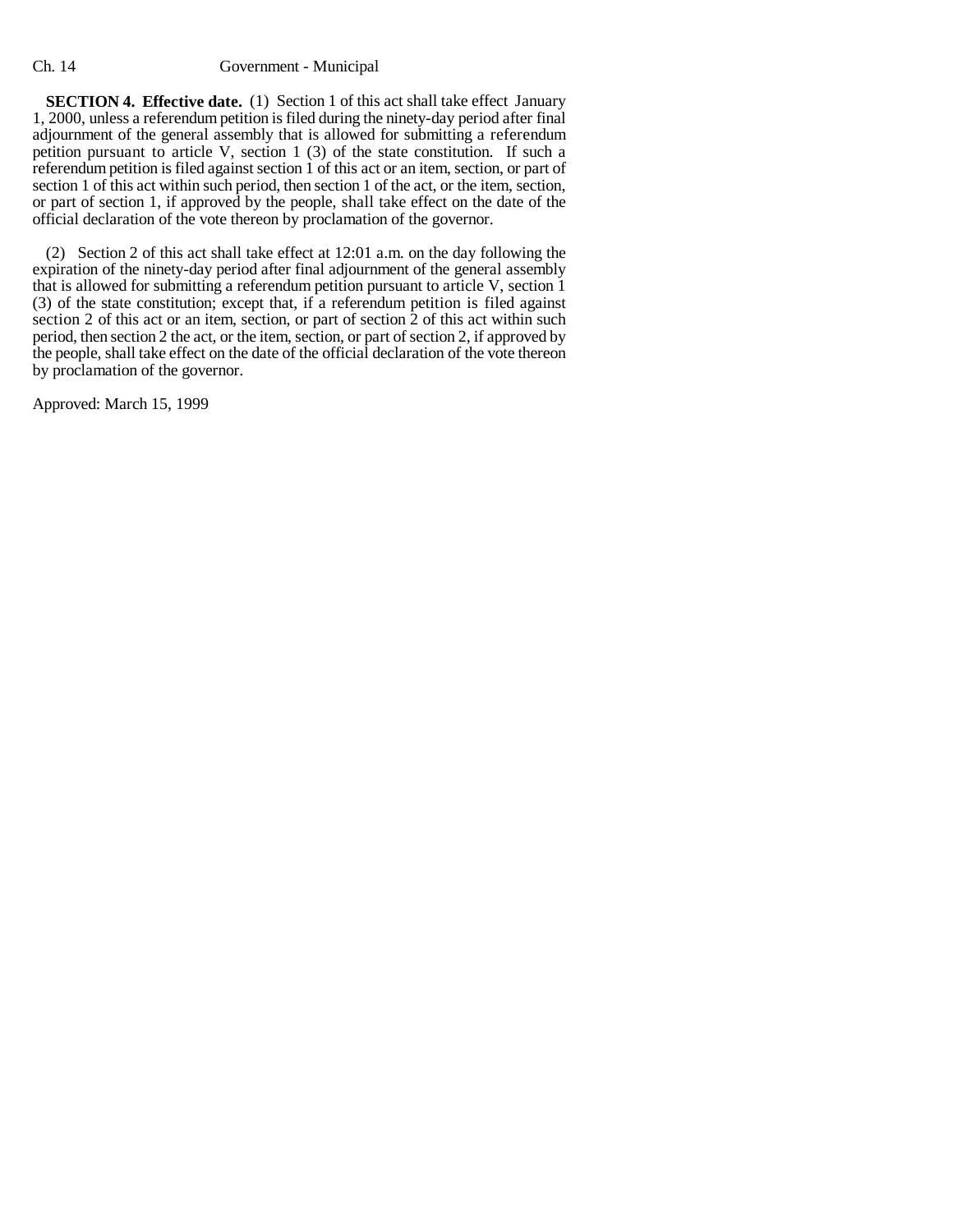**SECTION 4. Effective date.** (1) Section 1 of this act shall take effect January 1, 2000, unless a referendum petition is filed during the ninety-day period after final adjournment of the general assembly that is allowed for submitting a referendum petition pursuant to article V, section 1 (3) of the state constitution. If such a referendum petition is filed against section 1 of this act or an item, section, or part of section 1 of this act within such period, then section 1 of the act, or the item, section, or part of section 1, if approved by the people, shall take effect on the date of the official declaration of the vote thereon by proclamation of the governor.

(2) Section 2 of this act shall take effect at 12:01 a.m. on the day following the expiration of the ninety-day period after final adjournment of the general assembly that is allowed for submitting a referendum petition pursuant to article V, section 1 (3) of the state constitution; except that, if a referendum petition is filed against section 2 of this act or an item, section, or part of section 2 of this act within such period, then section 2 the act, or the item, section, or part of section 2, if approved by the people, shall take effect on the date of the official declaration of the vote thereon by proclamation of the governor.

Approved: March 15, 1999